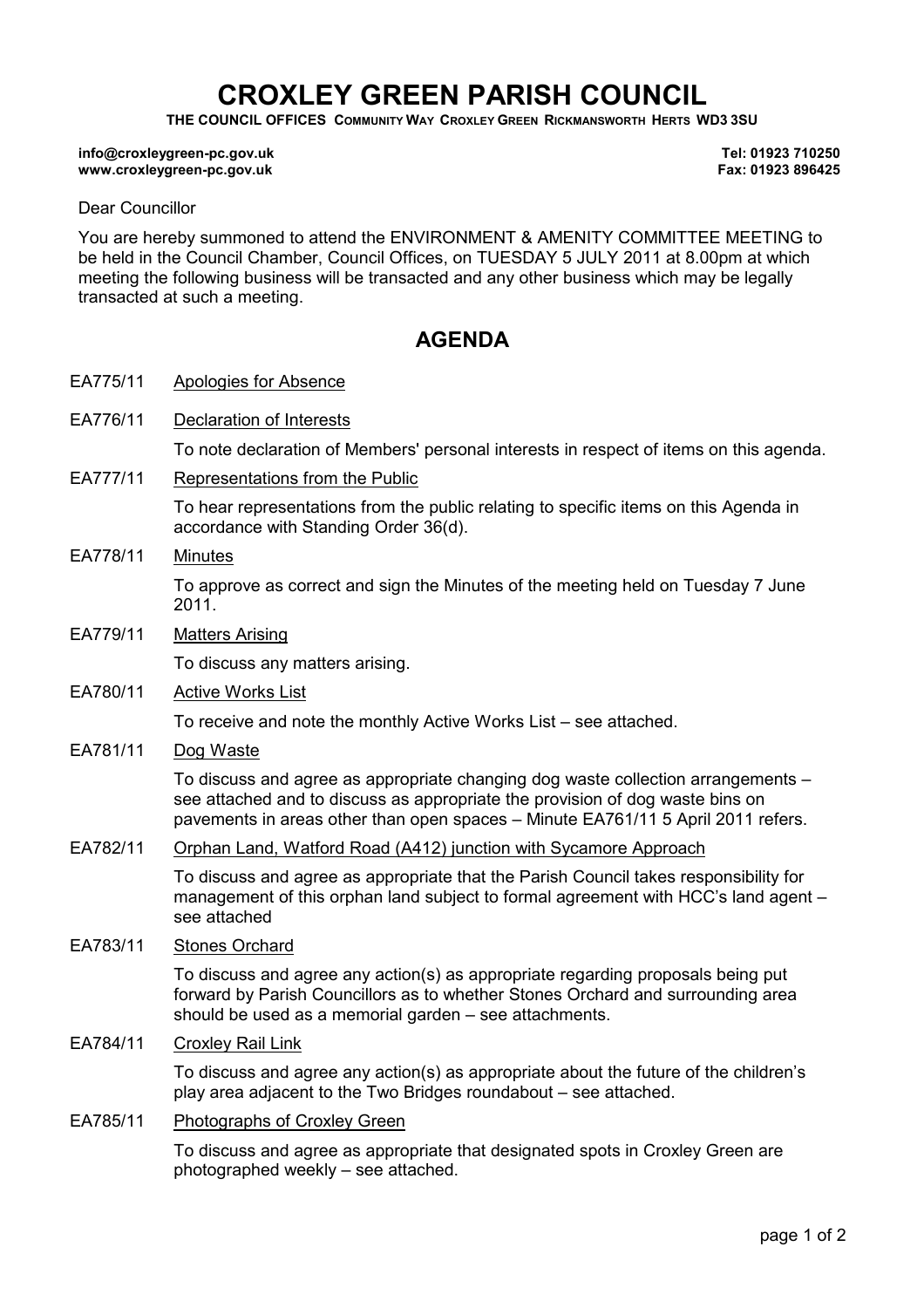# CROXLEY GREEN PARISH COUNCIL

**THE COUNCIL OFFICES COMMUNITY WAY CROXLEY GREEN RICKMANSWORTH HERTS WD3 3SU**

**info@croxleygreen-pc.gov.uk**
**www.croxleygreen-pc.gov.uk**

**Tel: 01923 710250**
**Fax: 01923 896425**

Dear Councillor

You are hereby summoned to attend the ENVIRONMENT & AMENITY COMMITTEE MEETING to be held in the Council Chamber, Council Offices, on TUESDAY 5 JULY 2011 at 8.00pm at which meeting the following business will be transacted and any other business which may be legally transacted at such a meeting.

## AGENDA

EA775/11 Apologies for Absence

EA776/11 Declaration of Interests

To note declaration of Members' personal interests in respect of items on this agenda.

EA777/11 Representations from the Public

To hear representations from the public relating to specific items on this Agenda in accordance with Standing Order 36(d).

EA778/11 Minutes

To approve as correct and sign the Minutes of the meeting held on Tuesday 7 June 2011.

EA779/11 Matters Arising

To discuss any matters arising.

EA780/11 Active Works List

To receive and note the monthly Active Works List – see attached.

EA781/11 Dog Waste

To discuss and agree as appropriate changing dog waste collection arrangements – see attached and to discuss as appropriate the provision of dog waste bins on pavements in areas other than open spaces – Minute EA761/11 5 April 2011 refers.

EA782/11 Orphan Land, Watford Road (A412) junction with Sycamore Approach

To discuss and agree as appropriate that the Parish Council takes responsibility for management of this orphan land subject to formal agreement with HCC's land agent – see attached

EA783/11 Stones Orchard

To discuss and agree any action(s) as appropriate regarding proposals being put forward by Parish Councillors as to whether Stones Orchard and surrounding area should be used as a memorial garden – see attachments.

EA784/11 Croxley Rail Link

To discuss and agree any action(s) as appropriate about the future of the children's play area adjacent to the Two Bridges roundabout – see attached.

EA785/11 Photographs of Croxley Green

To discuss and agree as appropriate that designated spots in Croxley Green are photographed weekly – see attached.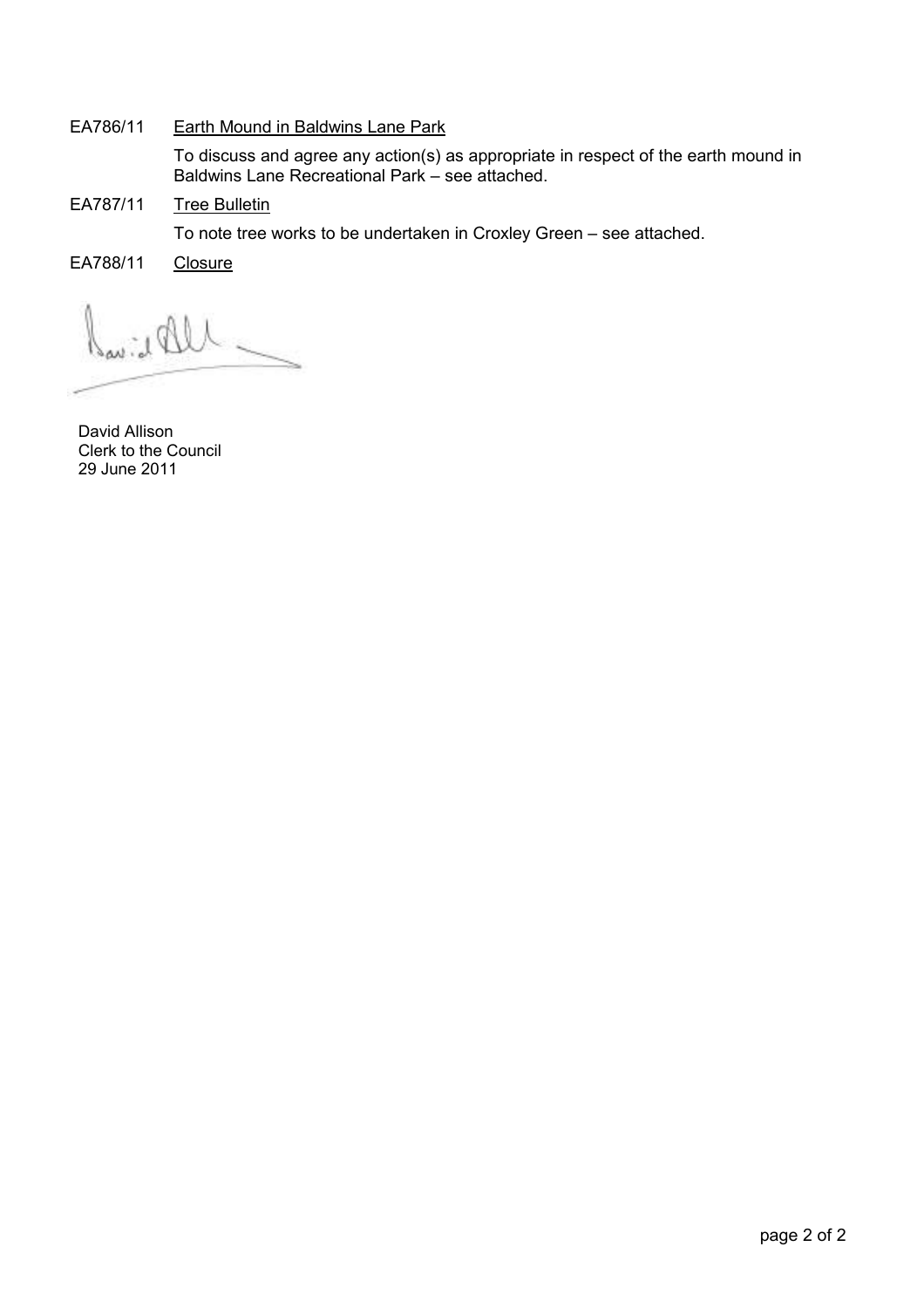EA786/11 Earth Mound in Baldwins Lane Park

To discuss and agree any action(s) as appropriate in respect of the earth mound in Baldwins Lane Recreational Park – see attached.

EA787/11 Tree Bulletin

To note tree works to be undertaken in Croxley Green – see attached.

EA788/11 Closure

David Allison
Clerk to the Council
29 June 2011